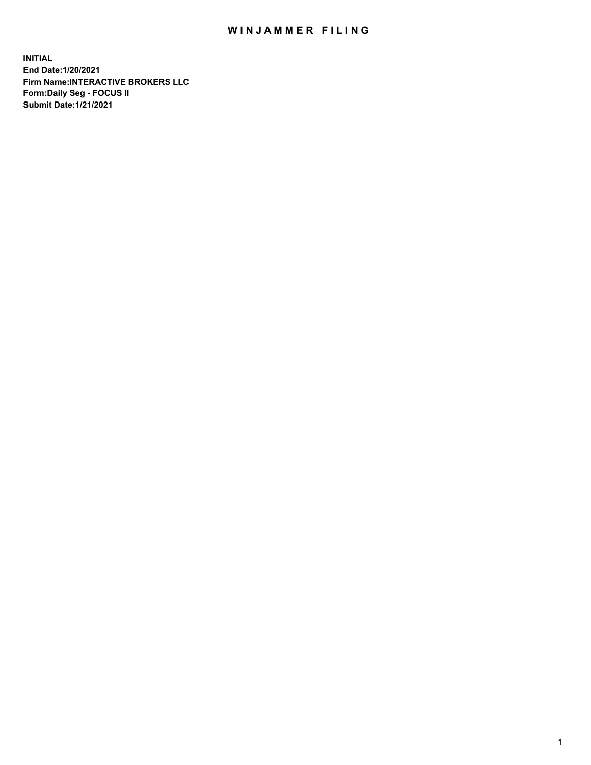# WINJAMMER FILING

**INITIAL**
**End Date:1/20/2021**
**Firm Name:INTERACTIVE BROKERS LLC**
**Form:Daily Seg - FOCUS II**
**Submit Date:1/21/2021**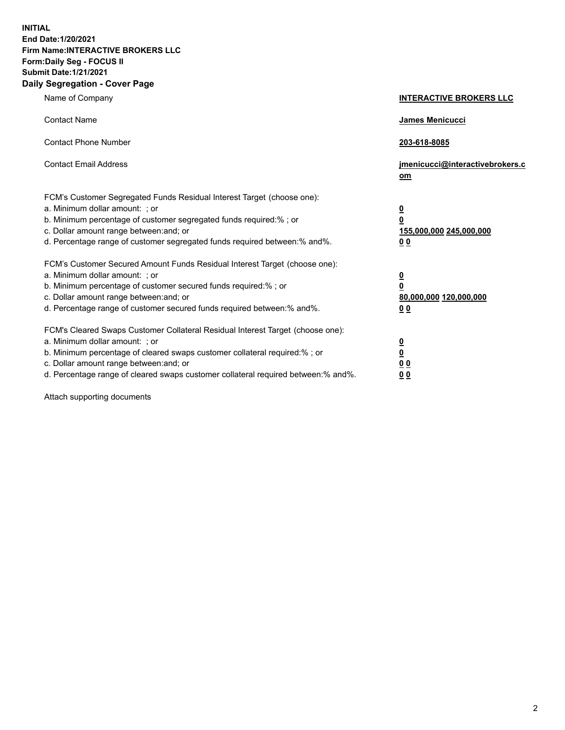**INITIAL**
**End Date:1/20/2021**
**Firm Name:INTERACTIVE BROKERS LLC**
**Form:Daily Seg - FOCUS II**
**Submit Date:1/21/2021**

## Daily Segregation - Cover Page

| | |
|---|---|
| Name of Company | **INTERACTIVE BROKERS LLC** |
| Contact Name | **James Menicucci** |
| Contact Phone Number | **203-618-8085** |
| Contact Email Address | **jmenicucci@interactivebrokers.com** |

| | |
|---|---|
| FCM's Customer Segregated Funds Residual Interest Target (choose one): | |
| a. Minimum dollar amount: ; or | **0** |
| b. Minimum percentage of customer segregated funds required:% ; or | **0** |
| c. Dollar amount range between:and; or | **155,000,000 245,000,000** |
| d. Percentage range of customer segregated funds required between:% and%. | **0 0** |
| FCM's Customer Secured Amount Funds Residual Interest Target (choose one): | |
| a. Minimum dollar amount: ; or | **0** |
| b. Minimum percentage of customer secured funds required:% ; or | **0** |
| c. Dollar amount range between:and; or | **80,000,000 120,000,000** |
| d. Percentage range of customer secured funds required between:% and%. | **0 0** |
| FCM's Cleared Swaps Customer Collateral Residual Interest Target (choose one): | |
| a. Minimum dollar amount: ; or | **0** |
| b. Minimum percentage of cleared swaps customer collateral required:% ; or | **0** |
| c. Dollar amount range between:and; or | **0 0** |
| d. Percentage range of cleared swaps customer collateral required between:% and%. | **0 0** |

Attach supporting documents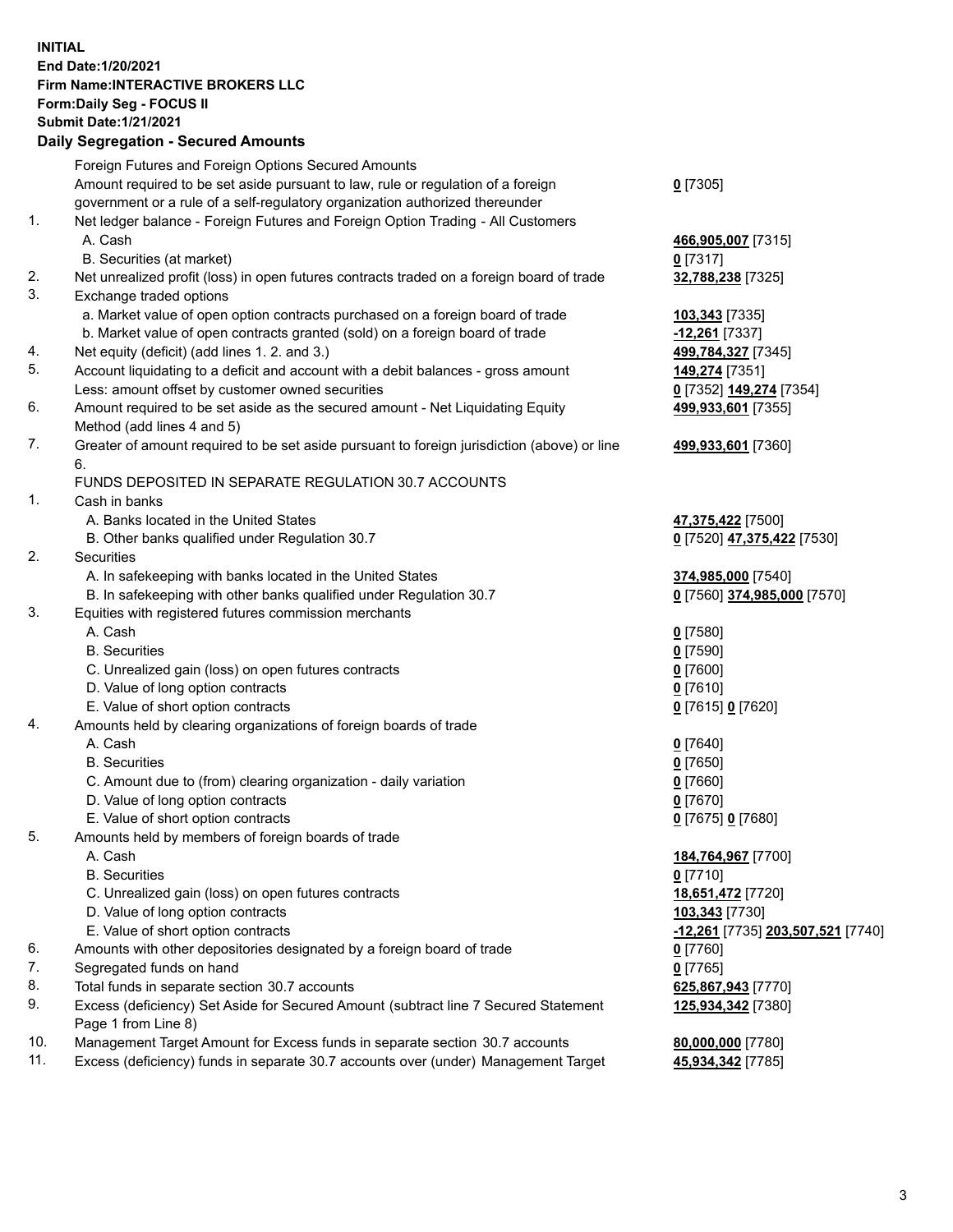**INITIAL**
**End Date:1/20/2021**
**Firm Name:INTERACTIVE BROKERS LLC**
**Form:Daily Seg - FOCUS II**
**Submit Date:1/21/2021**

**Daily Segregation - Secured Amounts**

| | | |
|---|---|---|
| | Foreign Futures and Foreign Options Secured Amounts | |
| | Amount required to be set aside pursuant to law, rule or regulation of a foreign government or a rule of a self-regulatory organization authorized thereunder | **0** [7305] |
| 1. | Net ledger balance - Foreign Futures and Foreign Option Trading - All Customers | |
| | A. Cash | **466,905,007** [7315] |
| | B. Securities (at market) | **0** [7317] |
| 2. | Net unrealized profit (loss) in open futures contracts traded on a foreign board of trade | **32,788,238** [7325] |
| 3. | Exchange traded options | |
| | a. Market value of open option contracts purchased on a foreign board of trade | **103,343** [7335] |
| | b. Market value of open contracts granted (sold) on a foreign board of trade | **-12,261** [7337] |
| 4. | Net equity (deficit) (add lines 1. 2. and 3.) | **499,784,327** [7345] |
| 5. | Account liquidating to a deficit and account with a debit balances - gross amount | **149,274** [7351] |
| | Less: amount offset by customer owned securities | **0** [7352] **149,274** [7354] |
| 6. | Amount required to be set aside as the secured amount - Net Liquidating Equity Method (add lines 4 and 5) | **499,933,601** [7355] |
| 7. | Greater of amount required to be set aside pursuant to foreign jurisdiction (above) or line 6. | **499,933,601** [7360] |
| | FUNDS DEPOSITED IN SEPARATE REGULATION 30.7 ACCOUNTS | |
| 1. | Cash in banks | |
| | A. Banks located in the United States | **47,375,422** [7500] |
| | B. Other banks qualified under Regulation 30.7 | **0** [7520] **47,375,422** [7530] |
| 2. | Securities | |
| | A. In safekeeping with banks located in the United States | **374,985,000** [7540] |
| | B. In safekeeping with other banks qualified under Regulation 30.7 | **0** [7560] **374,985,000** [7570] |
| 3. | Equities with registered futures commission merchants | |
| | A. Cash | **0** [7580] |
| | B. Securities | **0** [7590] |
| | C. Unrealized gain (loss) on open futures contracts | **0** [7600] |
| | D. Value of long option contracts | **0** [7610] |
| | E. Value of short option contracts | **0** [7615] **0** [7620] |
| 4. | Amounts held by clearing organizations of foreign boards of trade | |
| | A. Cash | **0** [7640] |
| | B. Securities | **0** [7650] |
| | C. Amount due to (from) clearing organization - daily variation | **0** [7660] |
| | D. Value of long option contracts | **0** [7670] |
| | E. Value of short option contracts | **0** [7675] **0** [7680] |
| 5. | Amounts held by members of foreign boards of trade | |
| | A. Cash | **184,764,967** [7700] |
| | B. Securities | **0** [7710] |
| | C. Unrealized gain (loss) on open futures contracts | **18,651,472** [7720] |
| | D. Value of long option contracts | **103,343** [7730] |
| | E. Value of short option contracts | **-12,261** [7735] **203,507,521** [7740] |
| 6. | Amounts with other depositories designated by a foreign board of trade | **0** [7760] |
| 7. | Segregated funds on hand | **0** [7765] |
| 8. | Total funds in separate section 30.7 accounts | **625,867,943** [7770] |
| 9. | Excess (deficiency) Set Aside for Secured Amount (subtract line 7 Secured Statement Page 1 from Line 8) | **125,934,342** [7380] |
| 10. | Management Target Amount for Excess funds in separate section 30.7 accounts | **80,000,000** [7780] |
| 11. | Excess (deficiency) funds in separate 30.7 accounts over (under) Management Target | **45,934,342** [7785] |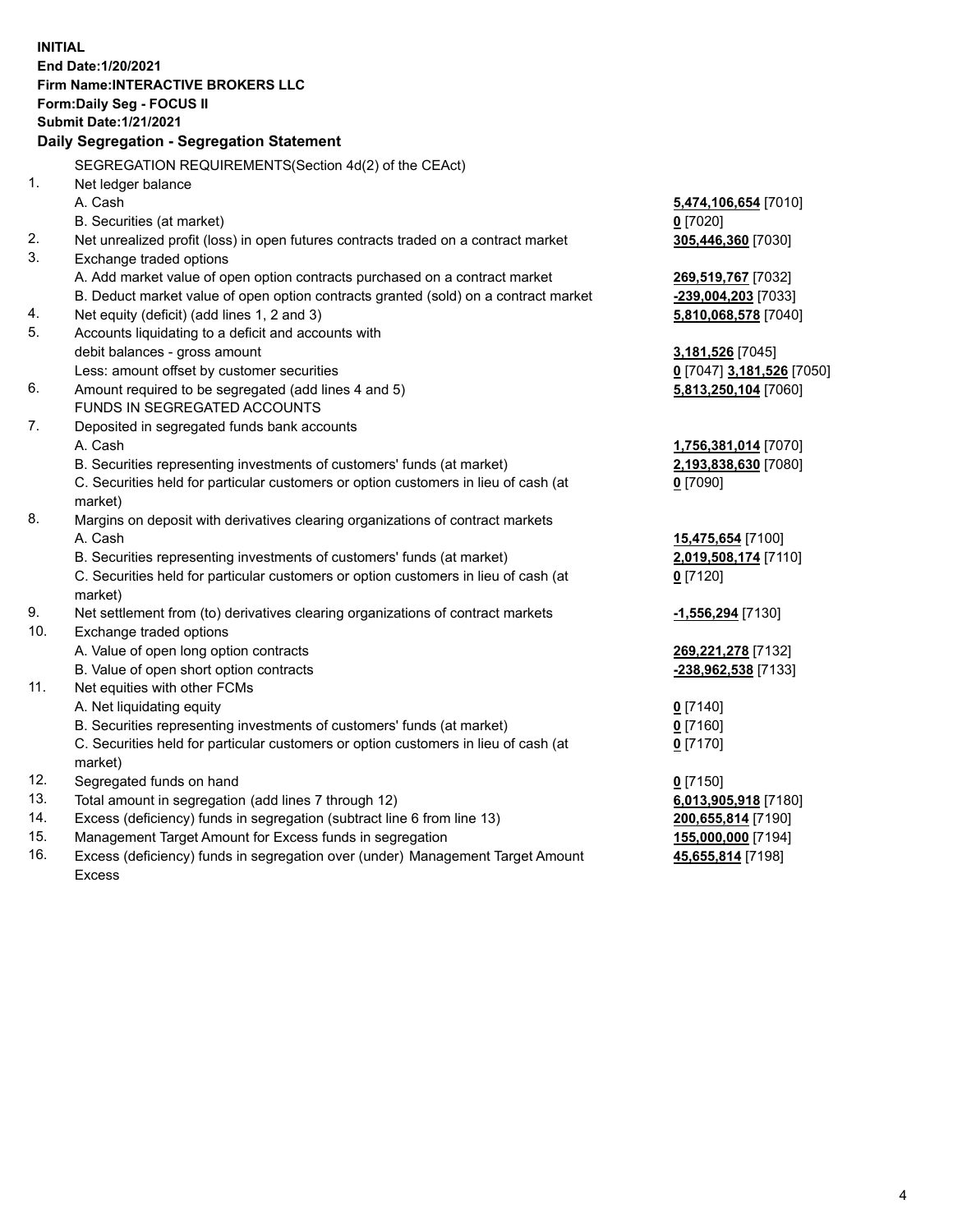**INITIAL**
**End Date:1/20/2021**
**Firm Name:INTERACTIVE BROKERS LLC**
**Form:Daily Seg - FOCUS II**
**Submit Date:1/21/2021**

**Daily Segregation - Segregation Statement**

| | | |
|---|---|---|
| | SEGREGATION REQUIREMENTS(Section 4d(2) of the CEAct) | |
| 1. | Net ledger balance | |
| | A. Cash | **5,474,106,654** [7010] |
| | B. Securities (at market) | **0** [7020] |
| 2. | Net unrealized profit (loss) in open futures contracts traded on a contract market | **305,446,360** [7030] |
| 3. | Exchange traded options | |
| | A. Add market value of open option contracts purchased on a contract market | **269,519,767** [7032] |
| | B. Deduct market value of open option contracts granted (sold) on a contract market | **-239,004,203** [7033] |
| 4. | Net equity (deficit) (add lines 1, 2 and 3) | **5,810,068,578** [7040] |
| 5. | Accounts liquidating to a deficit and accounts with | |
| | debit balances - gross amount | **3,181,526** [7045] |
| | Less: amount offset by customer securities | **0** [7047] **3,181,526** [7050] |
| 6. | Amount required to be segregated (add lines 4 and 5) | **5,813,250,104** [7060] |
| | FUNDS IN SEGREGATED ACCOUNTS | |
| 7. | Deposited in segregated funds bank accounts | |
| | A. Cash | **1,756,381,014** [7070] |
| | B. Securities representing investments of customers' funds (at market) | **2,193,838,630** [7080] |
| | C. Securities held for particular customers or option customers in lieu of cash (at market) | **0** [7090] |
| 8. | Margins on deposit with derivatives clearing organizations of contract markets | |
| | A. Cash | **15,475,654** [7100] |
| | B. Securities representing investments of customers' funds (at market) | **2,019,508,174** [7110] |
| | C. Securities held for particular customers or option customers in lieu of cash (at market) | **0** [7120] |
| 9. | Net settlement from (to) derivatives clearing organizations of contract markets | **-1,556,294** [7130] |
| 10. | Exchange traded options | |
| | A. Value of open long option contracts | **269,221,278** [7132] |
| | B. Value of open short option contracts | **-238,962,538** [7133] |
| 11. | Net equities with other FCMs | |
| | A. Net liquidating equity | **0** [7140] |
| | B. Securities representing investments of customers' funds (at market) | **0** [7160] |
| | C. Securities held for particular customers or option customers in lieu of cash (at market) | **0** [7170] |
| 12. | Segregated funds on hand | **0** [7150] |
| 13. | Total amount in segregation (add lines 7 through 12) | **6,013,905,918** [7180] |
| 14. | Excess (deficiency) funds in segregation (subtract line 6 from line 13) | **200,655,814** [7190] |
| 15. | Management Target Amount for Excess funds in segregation | **155,000,000** [7194] |
| 16. | Excess (deficiency) funds in segregation over (under) Management Target Amount Excess | **45,655,814** [7198] |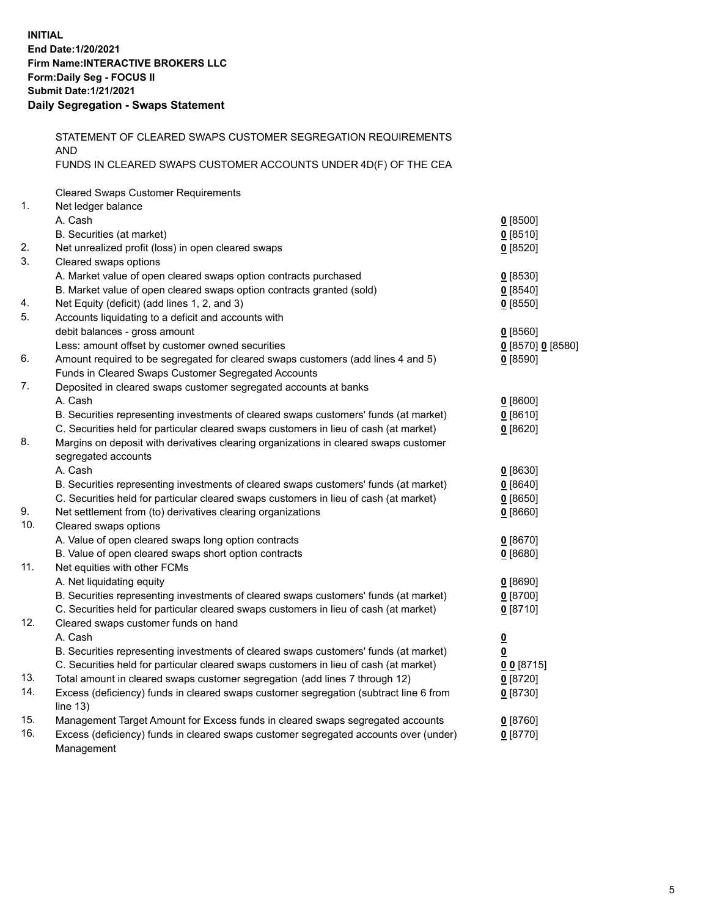**INITIAL**
**End Date:1/20/2021**
**Firm Name:INTERACTIVE BROKERS LLC**
**Form:Daily Seg - FOCUS II**
**Submit Date:1/21/2021**
**Daily Segregation - Swaps Statement**

STATEMENT OF CLEARED SWAPS CUSTOMER SEGREGATION REQUIREMENTS AND FUNDS IN CLEARED SWAPS CUSTOMER ACCOUNTS UNDER 4D(F) OF THE CEA

| | | |
|---|---|---|
| | Cleared Swaps Customer Requirements | |
| 1. | Net ledger balance | |
| | A. Cash | 0 [8500] |
| | B. Securities (at market) | 0 [8510] |
| 2. | Net unrealized profit (loss) in open cleared swaps | 0 [8520] |
| 3. | Cleared swaps options | |
| | A. Market value of open cleared swaps option contracts purchased | 0 [8530] |
| | B. Market value of open cleared swaps option contracts granted (sold) | 0 [8540] |
| 4. | Net Equity (deficit) (add lines 1, 2, and 3) | 0 [8550] |
| 5. | Accounts liquidating to a deficit and accounts with debit balances - gross amount | 0 [8560] |
| | Less: amount offset by customer owned securities | 0 [8570] 0 [8580] |
| 6. | Amount required to be segregated for cleared swaps customers (add lines 4 and 5) | 0 [8590] |
| | Funds in Cleared Swaps Customer Segregated Accounts | |
| 7. | Deposited in cleared swaps customer segregated accounts at banks | |
| | A. Cash | 0 [8600] |
| | B. Securities representing investments of cleared swaps customers' funds (at market) | 0 [8610] |
| | C. Securities held for particular cleared swaps customers in lieu of cash (at market) | 0 [8620] |
| 8. | Margins on deposit with derivatives clearing organizations in cleared swaps customer segregated accounts | |
| | A. Cash | 0 [8630] |
| | B. Securities representing investments of cleared swaps customers' funds (at market) | 0 [8640] |
| | C. Securities held for particular cleared swaps customers in lieu of cash (at market) | 0 [8650] |
| 9. | Net settlement from (to) derivatives clearing organizations | 0 [8660] |
| 10. | Cleared swaps options | |
| | A. Value of open cleared swaps long option contracts | 0 [8670] |
| | B. Value of open cleared swaps short option contracts | 0 [8680] |
| 11. | Net equities with other FCMs | |
| | A. Net liquidating equity | 0 [8690] |
| | B. Securities representing investments of cleared swaps customers' funds (at market) | 0 [8700] |
| | C. Securities held for particular cleared swaps customers in lieu of cash (at market) | 0 [8710] |
| 12. | Cleared swaps customer funds on hand | |
| | A. Cash | 0 |
| | B. Securities representing investments of cleared swaps customers' funds (at market) | 0 |
| | C. Securities held for particular cleared swaps customers in lieu of cash (at market) | 0 0 [8715] |
| 13. | Total amount in cleared swaps customer segregation (add lines 7 through 12) | 0 [8720] |
| 14. | Excess (deficiency) funds in cleared swaps customer segregation (subtract line 6 from line 13) | 0 [8730] |
| 15. | Management Target Amount for Excess funds in cleared swaps segregated accounts | 0 [8760] |
| 16. | Excess (deficiency) funds in cleared swaps customer segregated accounts over (under) Management | 0 [8770] |